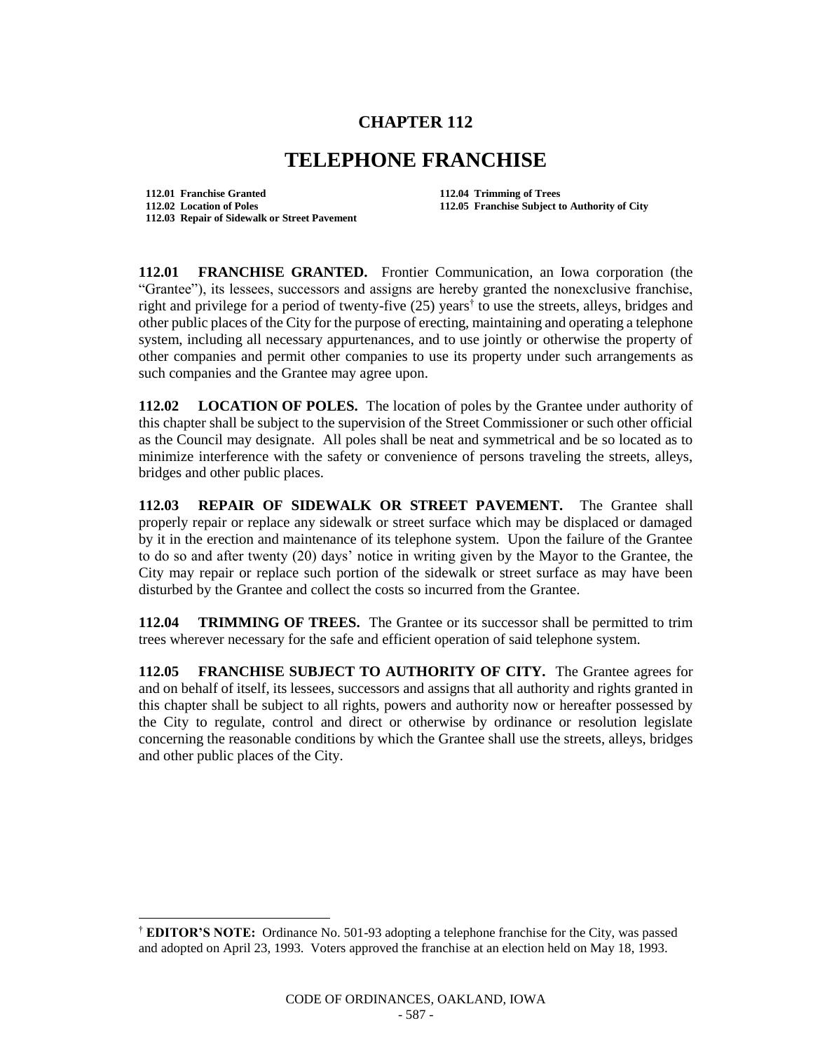# CHAPTER 112

# TELEPHONE FRANCHISE

112.01 Franchise Granted
112.02 Location of Poles
112.03 Repair of Sidewalk or Street Pavement
112.04 Trimming of Trees
112.05 Franchise Subject to Authority of City

**112.01 FRANCHISE GRANTED.** Frontier Communication, an Iowa corporation (the "Grantee"), its lessees, successors and assigns are hereby granted the nonexclusive franchise, right and privilege for a period of twenty-five (25) years[†] to use the streets, alleys, bridges and other public places of the City for the purpose of erecting, maintaining and operating a telephone system, including all necessary appurtenances, and to use jointly or otherwise the property of other companies and permit other companies to use its property under such arrangements as such companies and the Grantee may agree upon.

**112.02 LOCATION OF POLES.** The location of poles by the Grantee under authority of this chapter shall be subject to the supervision of the Street Commissioner or such other official as the Council may designate. All poles shall be neat and symmetrical and be so located as to minimize interference with the safety or convenience of persons traveling the streets, alleys, bridges and other public places.

**112.03 REPAIR OF SIDEWALK OR STREET PAVEMENT.** The Grantee shall properly repair or replace any sidewalk or street surface which may be displaced or damaged by it in the erection and maintenance of its telephone system. Upon the failure of the Grantee to do so and after twenty (20) days' notice in writing given by the Mayor to the Grantee, the City may repair or replace such portion of the sidewalk or street surface as may have been disturbed by the Grantee and collect the costs so incurred from the Grantee.

**112.04 TRIMMING OF TREES.** The Grantee or its successor shall be permitted to trim trees wherever necessary for the safe and efficient operation of said telephone system.

**112.05 FRANCHISE SUBJECT TO AUTHORITY OF CITY.** The Grantee agrees for and on behalf of itself, its lessees, successors and assigns that all authority and rights granted in this chapter shall be subject to all rights, powers and authority now or hereafter possessed by the City to regulate, control and direct or otherwise by ordinance or resolution legislate concerning the reasonable conditions by which the Grantee shall use the streets, alleys, bridges and other public places of the City.

---

[†] **EDITOR'S NOTE:** Ordinance No. 501-93 adopting a telephone franchise for the City, was passed and adopted on April 23, 1993. Voters approved the franchise at an election held on May 18, 1993.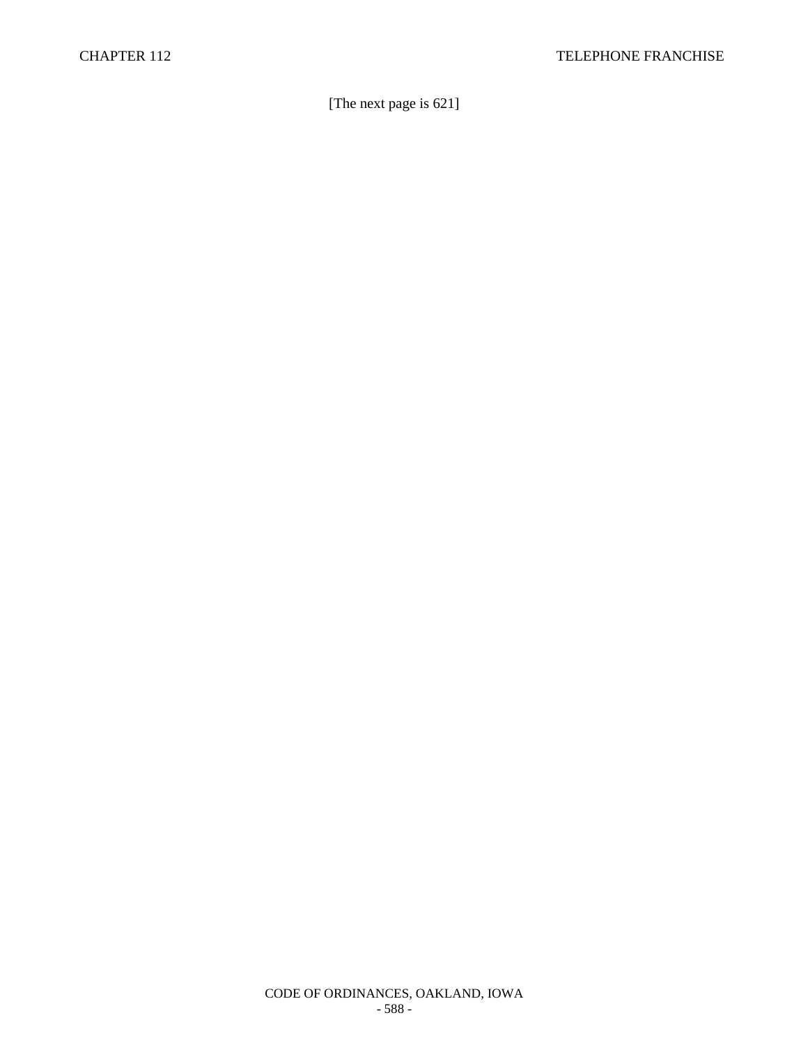[The next page is 621]